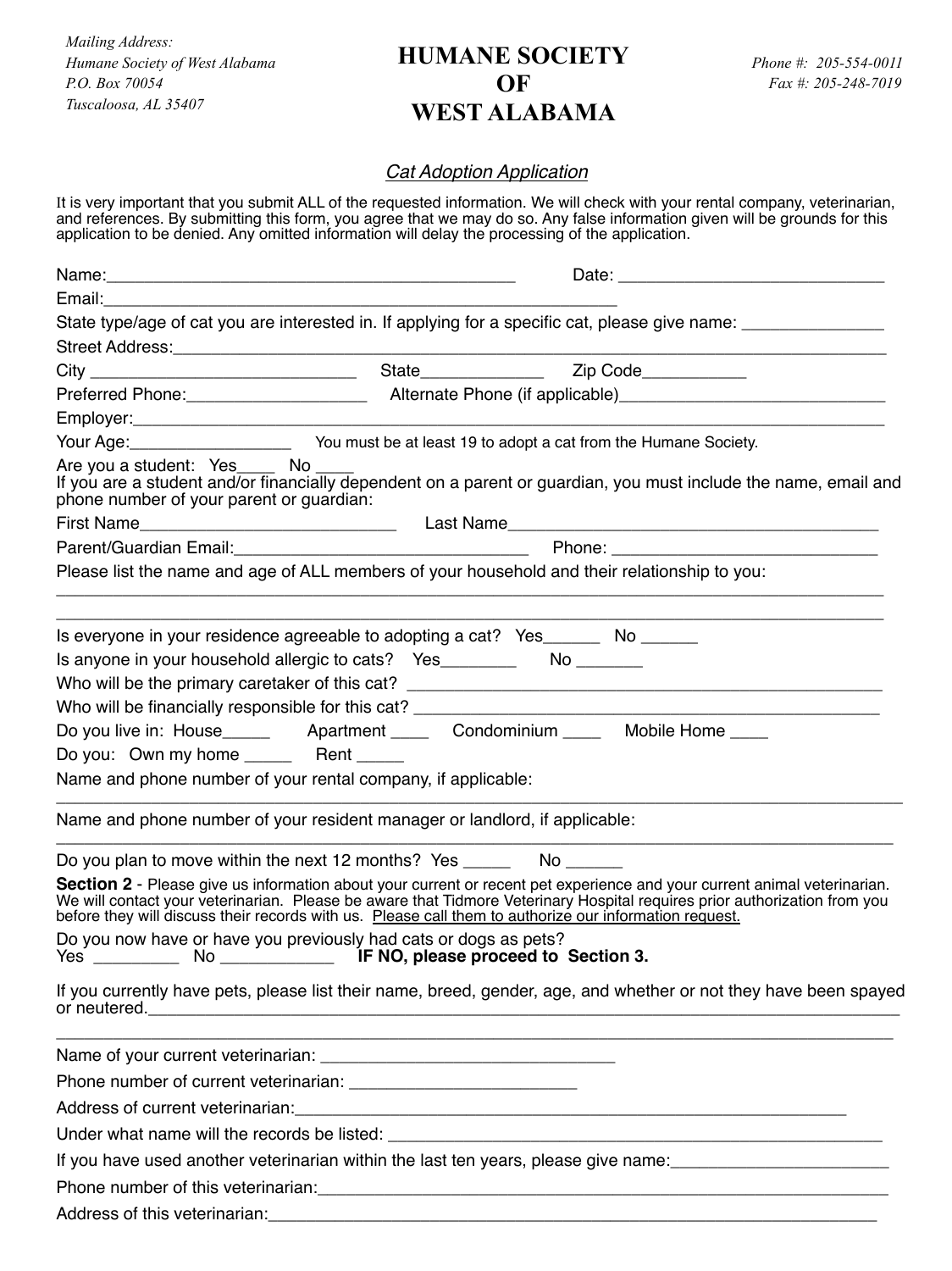*Mailing Address:*
*Humane Society of West Alabama*
*P.O. Box 70054*
*Tuscaloosa, AL 35407*

# HUMANE SOCIETY OF WEST ALABAMA

*Phone #: 205-554-0011*
*Fax #: 205-248-7019*

## *Cat Adoption Application*

It is very important that you submit ALL of the requested information. We will check with your rental company, veterinarian, and references. By submitting this form, you agree that we may do so. Any false information given will be grounds for this application to be denied. Any omitted information will delay the processing of the application.

Name:_____________________________________________ Date: ______________________________

Email:________________________________________________________

State type/age of cat you are interested in. If applying for a specific cat, please give name: _______________

Street Address:____________________________________________________________________________

City _____________________________ State_____________ Zip Code___________

Preferred Phone:___________________ Alternate Phone (if applicable)_____________________________

Employer:_________________________________________________________________________________

Your Age:_________________ You must be at least 19 to adopt a cat from the Humane Society.

Are you a student: Yes____ No ____

If you are a student and/or financially dependent on a parent or guardian, you must include the name, email and phone number of your parent or guardian:

First Name___________________________ Last Name________________________________________

Parent/Guardian Email:_______________________________ Phone: ____________________________

Please list the name and age of ALL members of your household and their relationship to you:

_____________________________________________________________________________________________

_____________________________________________________________________________________________

Is everyone in your residence agreeable to adopting a cat? Yes______ No ______

Is anyone in your household allergic to cats? Yes________ No _______

Who will be the primary caretaker of this cat? ____________________________________________________

Who will be financially responsible for this cat? ___________________________________________________

Do you live in: House_____ Apartment ____ Condominium ____ Mobile Home ____

Do you: Own my home _____ Rent _____

Name and phone number of your rental company, if applicable:

_____________________________________________________________________________________________

Name and phone number of your resident manager or landlord, if applicable:

_____________________________________________________________________________________________

Do you plan to move within the next 12 months? Yes _____ No ______

**Section 2** - Please give us information about your current or recent pet experience and your current animal veterinarian. We will contact your veterinarian. Please be aware that Tidmore Veterinary Hospital requires prior authorization from you before they will discuss their records with us. <u>Please call them to authorize our information request.</u>

Do you now have or have you previously had cats or dogs as pets?
Yes _________ No ____________ **IF NO, please proceed to Section 3.**

If you currently have pets, please list their name, breed, gender, age, and whether or not they have been spayed or neutered.____________________________________________________________________________

_____________________________________________________________________________________________

Name of your current veterinarian: ________________________________

Phone number of current veterinarian: ________________________

Address of current veterinarian:_____________________________________________________________

Under what name will the records be listed: ____________________________________________________

If you have used another veterinarian within the last ten years, please give name:______________________

Phone number of this veterinarian:___________________________________________________________

Address of this veterinarian:________________________________________________________________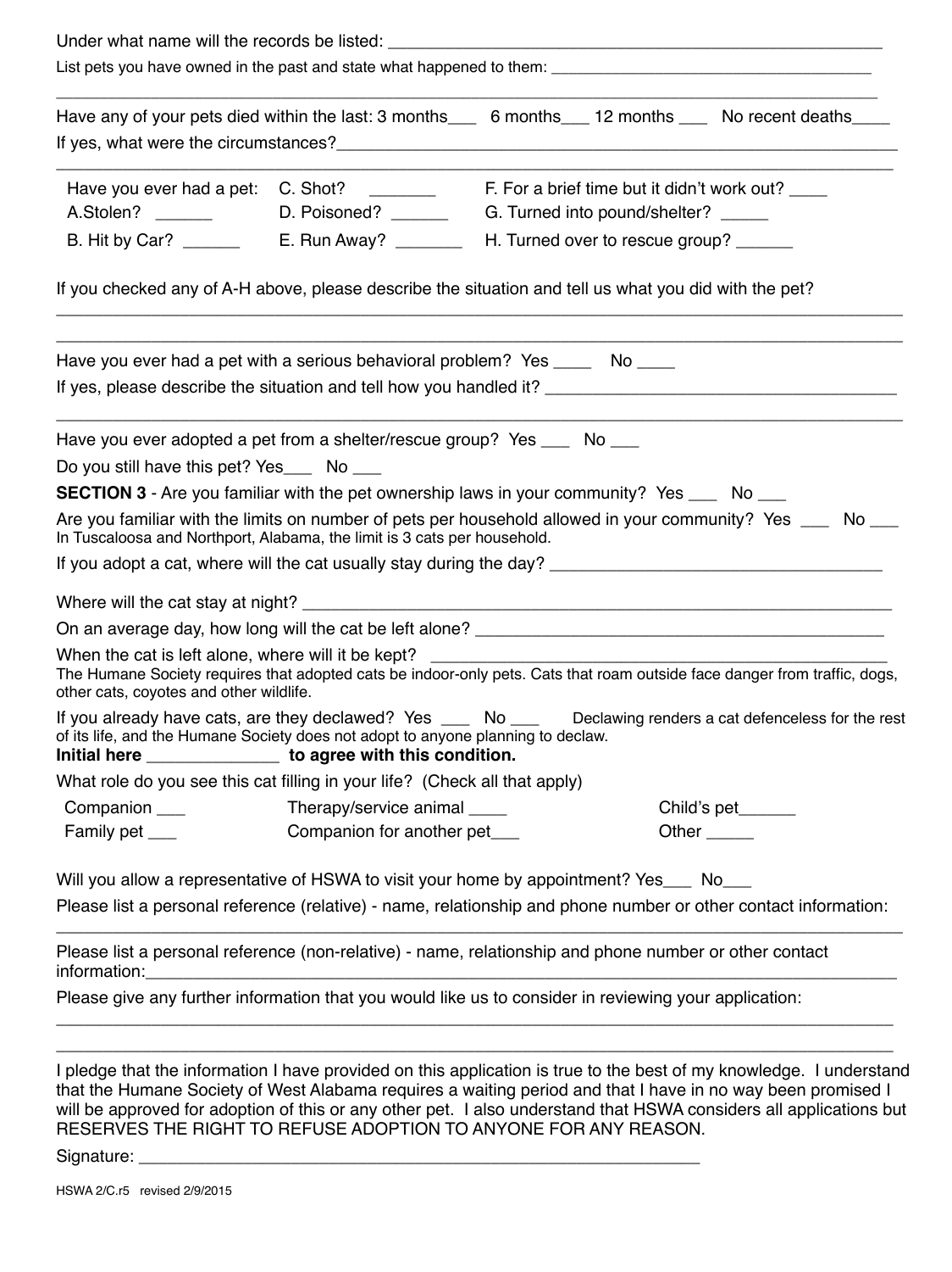Under what name will the records be listed: ________________________________________________________

List pets you have owned in the past and state what happened to them: ______________________________________
_______________________________________________________________________________________

Have any of your pets died within the last: 3 months___ 6 months___ 12 months ___ No recent deaths____

If yes, what were the circumstances?____________________________________________________________
_______________________________________________________________________________________

| | | |
|---|---|---|
| Have you ever had a pet: | C. Shot? _______ | F. For a brief time but it didn't work out? ____ |
| A.Stolen? ______ | D. Poisoned? ______ | G. Turned into pound/shelter? _____ |
| B. Hit by Car? ______ | E. Run Away? _______ | H. Turned over to rescue group? ______ |

If you checked any of A-H above, please describe the situation and tell us what you did with the pet?
_______________________________________________________________________________________
_______________________________________________________________________________________

Have you ever had a pet with a serious behavioral problem? Yes ____ No ____

If yes, please describe the situation and tell how you handled it? ________________________________________
_______________________________________________________________________________________

Have you ever adopted a pet from a shelter/rescue group? Yes ___ No ___

Do you still have this pet? Yes___ No ___

**SECTION 3** - Are you familiar with the pet ownership laws in your community? Yes ___ No ___

Are you familiar with the limits on number of pets per household allowed in your community? Yes ___ No ___
In Tuscaloosa and Northport, Alabama, the limit is 3 cats per household.

If you adopt a cat, where will the cat usually stay during the day? ______________________________________

Where will the cat stay at night? _______________________________________________________________

On an average day, how long will the cat be left alone? ____________________________________________

When the cat is left alone, where will it be kept? ______________________________________________
The Humane Society requires that adopted cats be indoor-only pets. Cats that roam outside face danger from traffic, dogs, other cats, coyotes and other wildlife.

If you already have cats, are they declawed? Yes ___ No ___ Declawing renders a cat defenceless for the rest of its life, and the Humane Society does not adopt to anyone planning to declaw.
**Initial here ______________ to agree with this condition.**

What role do you see this cat filling in your life? (Check all that apply)

| | | |
|---|---|---|
| Companion ___ | Therapy/service animal ____ | Child's pet______ |
| Family pet ___ | Companion for another pet___ | Other _____ |

Will you allow a representative of HSWA to visit your home by appointment? Yes___ No___

Please list a personal reference (relative) - name, relationship and phone number or other contact information:
_______________________________________________________________________________________

Please list a personal reference (non-relative) - name, relationship and phone number or other contact information:_____________________________________________________________________________

Please give any further information that you would like us to consider in reviewing your application:
_______________________________________________________________________________________
_______________________________________________________________________________________

I pledge that the information I have provided on this application is true to the best of my knowledge. I understand that the Humane Society of West Alabama requires a waiting period and that I have in no way been promised I will be approved for adoption of this or any other pet. I also understand that HSWA considers all applications but RESERVES THE RIGHT TO REFUSE ADOPTION TO ANYONE FOR ANY REASON.

Signature: ______________________________________________________________

HSWA 2/C.r5 revised 2/9/2015